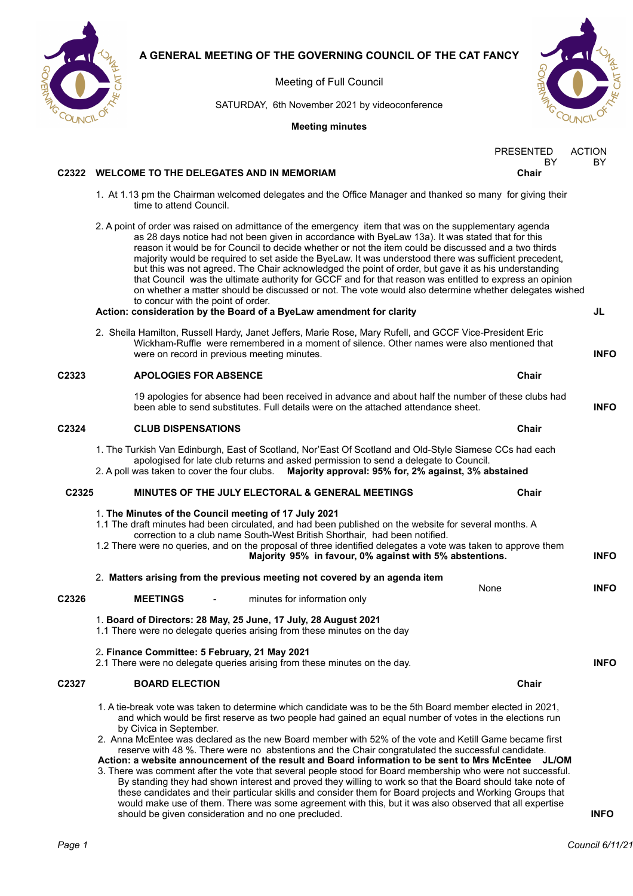# A GENERAL MEETING OF THE GOVERNING COUNCIL OF THE CAT FANCY

Meeting of Full Council

SATURDAY, 6th November 2021 by videoconference

**Meeting minutes**

PRESENTED BY | ACTION BY

## C2322 WELCOME TO THE DELEGATES AND IN MEMORIAM — Chair

1. At 1.13 pm the Chairman welcomed delegates and the Office Manager and thanked so many for giving their time to attend Council.

2. A point of order was raised on admittance of the emergency item that was on the supplementary agenda as 28 days notice had not been given in accordance with ByeLaw 13a). It was stated that for this reason it would be for Council to decide whether or not the item could be discussed and a two thirds majority would be required to set aside the ByeLaw. It was understood there was sufficient precedent, but this was not agreed. The Chair acknowledged the point of order, but gave it as his understanding that Council was the ultimate authority for GCCF and for that reason was entitled to express an opinion on whether a matter should be discussed or not. The vote would also determine whether delegates wished to concur with the point of order.

**Action: consideration by the Board of a ByeLaw amendment for clarity** — **JL**

2. Sheila Hamilton, Russell Hardy, Janet Jeffers, Marie Rose, Mary Rufell, and GCCF Vice-President Eric Wickham-Ruffle were remembered in a moment of silence. Other names were also mentioned that were on record in previous meeting minutes. — **INFO**

## C2323 APOLOGIES FOR ABSENCE — Chair

19 apologies for absence had been received in advance and about half the number of these clubs had been able to send substitutes. Full details were on the attached attendance sheet. — **INFO**

## C2324 CLUB DISPENSATIONS — Chair

1. The Turkish Van Edinburgh, East of Scotland, Nor'East Of Scotland and Old-Style Siamese CCs had each apologised for late club returns and asked permission to send a delegate to Council.
2. A poll was taken to cover the four clubs. **Majority approval: 95% for, 2% against, 3% abstained**

## C2325 MINUTES OF THE JULY ELECTORAL & GENERAL MEETINGS — Chair

1. **The Minutes of the Council meeting of 17 July 2021**

1.1 The draft minutes had been circulated, and had been published on the website for several months. A correction to a club name South-West British Shorthair, had been notified.

1.2 There were no queries, and on the proposal of three identified delegates a vote was taken to approve them **Majority 95% in favour, 0% against with 5% abstentions.** — **INFO**

2. **Matters arising from the previous meeting not covered by an agenda item** — None — **INFO**

## C2326 MEETINGS - minutes for information only

1. **Board of Directors: 28 May, 25 June, 17 July, 28 August 2021**

1.1 There were no delegate queries arising from these minutes on the day

2. **Finance Committee: 5 February, 21 May 2021**

2.1 There were no delegate queries arising from these minutes on the day. — **INFO**

## C2327 BOARD ELECTION — Chair

1. A tie-break vote was taken to determine which candidate was to be the 5th Board member elected in 2021, and which would be first reserve as two people had gained an equal number of votes in the elections run by Civica in September.
2. Anna McEntee was declared as the new Board member with 52% of the vote and Ketill Game became first reserve with 48 %. There were no abstentions and the Chair congratulated the successful candidate.

**Action: a website announcement of the result and Board information to be sent to Mrs McEntee** — **JL/OM**

3. There was comment after the vote that several people stood for Board membership who were not successful. By standing they had shown interest and proved they willing to work so that the Board should take note of these candidates and their particular skills and consider them for Board projects and Working Groups that would make use of them. There was some agreement with this, but it was also observed that all expertise should be given consideration and no one precluded. — **INFO**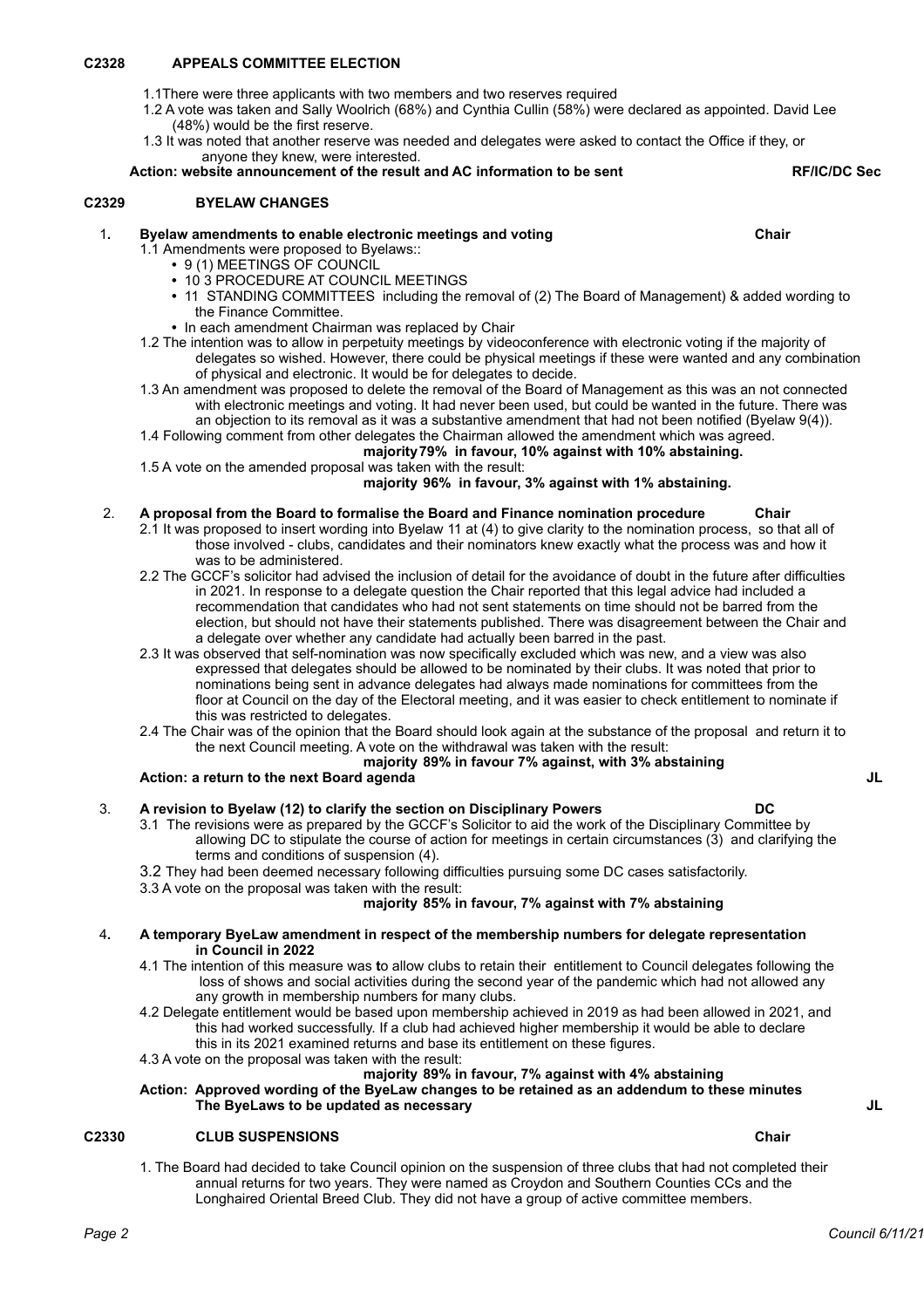## C2328 APPEALS COMMITTEE ELECTION

1.1There were three applicants with two members and two reserves required

1.2 A vote was taken and Sally Woolrich (68%) and Cynthia Cullin (58%) were declared as appointed. David Lee (48%) would be the first reserve.

1.3 It was noted that another reserve was needed and delegates were asked to contact the Office if they, or anyone they knew, were interested.

**Action: website announcement of the result and AC information to be sent** **RF/IC/DC Sec**

## C2329 BYELAW CHANGES

**1. Byelaw amendments to enable electronic meetings and voting** **Chair**

1.1 Amendments were proposed to Byelaws::

- 9 (1) MEETINGS OF COUNCIL
- 10 3 PROCEDURE AT COUNCIL MEETINGS
- 11 STANDING COMMITTEES including the removal of (2) The Board of Management) & added wording to the Finance Committee.
- In each amendment Chairman was replaced by Chair

1.2 The intention was to allow in perpetuity meetings by videoconference with electronic voting if the majority of delegates so wished. However, there could be physical meetings if these were wanted and any combination of physical and electronic. It would be for delegates to decide.

1.3 An amendment was proposed to delete the removal of the Board of Management as this was an not connected with electronic meetings and voting. It had never been used, but could be wanted in the future. There was an objection to its removal as it was a substantive amendment that had not been notified (Byelaw 9(4)).

1.4 Following comment from other delegates the Chairman allowed the amendment which was agreed.

**majority 79% in favour, 10% against with 10% abstaining.**

1.5 A vote on the amended proposal was taken with the result:

**majority 96% in favour, 3% against with 1% abstaining.**

**2. A proposal from the Board to formalise the Board and Finance nomination procedure** **Chair**

2.1 It was proposed to insert wording into Byelaw 11 at (4) to give clarity to the nomination process, so that all of those involved - clubs, candidates and their nominators knew exactly what the process was and how it was to be administered.

2.2 The GCCF's solicitor had advised the inclusion of detail for the avoidance of doubt in the future after difficulties in 2021. In response to a delegate question the Chair reported that this legal advice had included a recommendation that candidates who had not sent statements on time should not be barred from the election, but should not have their statements published. There was disagreement between the Chair and a delegate over whether any candidate had actually been barred in the past.

2.3 It was observed that self-nomination was now specifically excluded which was new, and a view was also expressed that delegates should be allowed to be nominated by their clubs. It was noted that prior to nominations being sent in advance delegates had always made nominations for committees from the floor at Council on the day of the Electoral meeting, and it was easier to check entitlement to nominate if this was restricted to delegates.

2.4 The Chair was of the opinion that the Board should look again at the substance of the proposal and return it to the next Council meeting. A vote on the withdrawal was taken with the result:

**majority 89% in favour 7% against, with 3% abstaining**

**Action: a return to the next Board agenda** **JL**

**3. A revision to Byelaw (12) to clarify the section on Disciplinary Powers** **DC**

3.1 The revisions were as prepared by the GCCF's Solicitor to aid the work of the Disciplinary Committee by allowing DC to stipulate the course of action for meetings in certain circumstances (3) and clarifying the terms and conditions of suspension (4).

3.2 They had been deemed necessary following difficulties pursuing some DC cases satisfactorily.

3.3 A vote on the proposal was taken with the result:

**majority 85% in favour, 7% against with 7% abstaining**

**4. A temporary ByeLaw amendment in respect of the membership numbers for delegate representation in Council in 2022**

4.1 The intention of this measure was to allow clubs to retain their entitlement to Council delegates following the loss of shows and social activities during the second year of the pandemic which had not allowed any any growth in membership numbers for many clubs.

4.2 Delegate entitlement would be based upon membership achieved in 2019 as had been allowed in 2021, and this had worked successfully. If a club had achieved higher membership it would be able to declare this in its 2021 examined returns and base its entitlement on these figures.

4.3 A vote on the proposal was taken with the result:

**majority 89% in favour, 7% against with 4% abstaining**

**Action: Approved wording of the ByeLaw changes to be retained as an addendum to these minutes The ByeLaws to be updated as necessary** **JL**

## C2330 CLUB SUSPENSIONS **Chair**

1. The Board had decided to take Council opinion on the suspension of three clubs that had not completed their annual returns for two years. They were named as Croydon and Southern Counties CCs and the Longhaired Oriental Breed Club. They did not have a group of active committee members.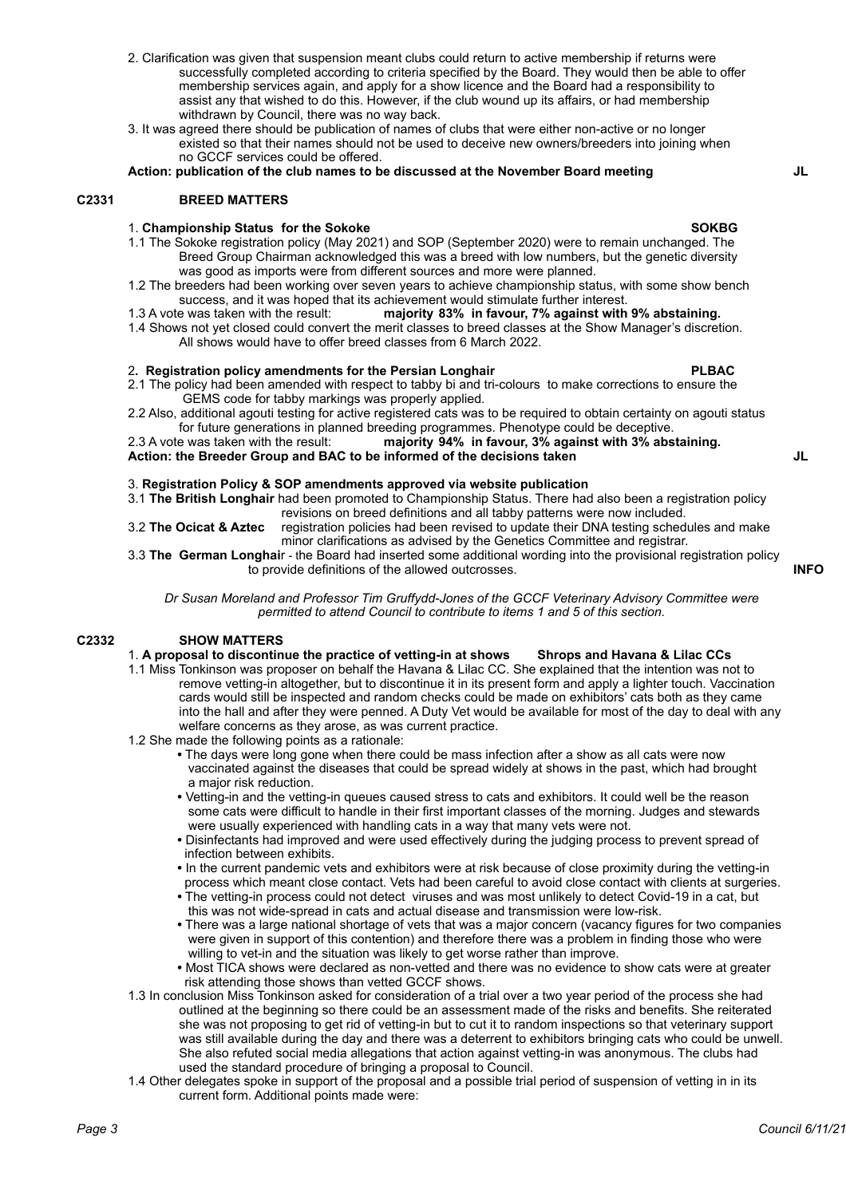2. Clarification was given that suspension meant clubs could return to active membership if returns were successfully completed according to criteria specified by the Board. They would then be able to offer membership services again, and apply for a show licence and the Board had a responsibility to assist any that wished to do this. However, if the club wound up its affairs, or had membership withdrawn by Council, there was no way back.

3. It was agreed there should be publication of names of clubs that were either non-active or no longer existed so that their names should not be used to deceive new owners/breeders into joining when no GCCF services could be offered.

**Action: publication of the club names to be discussed at the November Board meeting** — **JL**

## C2331 BREED MATTERS

1. **Championship Status for the Sokoke** — **SOKBG**

1.1 The Sokoke registration policy (May 2021) and SOP (September 2020) were to remain unchanged. The Breed Group Chairman acknowledged this was a breed with low numbers, but the genetic diversity was good as imports were from different sources and more were planned.

1.2 The breeders had been working over seven years to achieve championship status, with some show bench success, and it was hoped that its achievement would stimulate further interest.

1.3 A vote was taken with the result: **majority 83% in favour, 7% against with 9% abstaining.**

1.4 Shows not yet closed could convert the merit classes to breed classes at the Show Manager's discretion. All shows would have to offer breed classes from 6 March 2022.

2. **Registration policy amendments for the Persian Longhair** — **PLBAC**

2.1 The policy had been amended with respect to tabby bi and tri-colours to make corrections to ensure the GEMS code for tabby markings was properly applied.

2.2 Also, additional agouti testing for active registered cats was to be required to obtain certainty on agouti status for future generations in planned breeding programmes. Phenotype could be deceptive.

2.3 A vote was taken with the result: **majority 94% in favour, 3% against with 3% abstaining.**

**Action: the Breeder Group and BAC to be informed of the decisions taken** — **JL**

3. **Registration Policy & SOP amendments approved via website publication**

3.1 **The British Longhair** had been promoted to Championship Status. There had also been a registration policy revisions on breed definitions and all tabby patterns were now included.

3.2 **The Ocicat & Aztec** registration policies had been revised to update their DNA testing schedules and make minor clarifications as advised by the Genetics Committee and registrar.

3.3 **The German Longhair** - the Board had inserted some additional wording into the provisional registration policy to provide definitions of the allowed outcrosses. — **INFO**

*Dr Susan Moreland and Professor Tim Gruffydd-Jones of the GCCF Veterinary Advisory Committee were permitted to attend Council to contribute to items 1 and 5 of this section.*

## C2332 SHOW MATTERS

1. **A proposal to discontinue the practice of vetting-in at shows** — **Shrops and Havana & Lilac CCs**

1.1 Miss Tonkinson was proposer on behalf the Havana & Lilac CC. She explained that the intention was not to remove vetting-in altogether, but to discontinue it in its present form and apply a lighter touch. Vaccination cards would still be inspected and random checks could be made on exhibitors' cats both as they came into the hall and after they were penned. A Duty Vet would be available for most of the day to deal with any welfare concerns as they arose, as was current practice.

1.2 She made the following points as a rationale:

- The days were long gone when there could be mass infection after a show as all cats were now vaccinated against the diseases that could be spread widely at shows in the past, which had brought a major risk reduction.
- Vetting-in and the vetting-in queues caused stress to cats and exhibitors. It could well be the reason some cats were difficult to handle in their first important classes of the morning. Judges and stewards were usually experienced with handling cats in a way that many vets were not.
- Disinfectants had improved and were used effectively during the judging process to prevent spread of infection between exhibits.
- In the current pandemic vets and exhibitors were at risk because of close proximity during the vetting-in process which meant close contact. Vets had been careful to avoid close contact with clients at surgeries.
- The vetting-in process could not detect viruses and was most unlikely to detect Covid-19 in a cat, but this was not wide-spread in cats and actual disease and transmission were low-risk.
- There was a large national shortage of vets that was a major concern (vacancy figures for two companies were given in support of this contention) and therefore there was a problem in finding those who were willing to vet-in and the situation was likely to get worse rather than improve.
- Most TICA shows were declared as non-vetted and there was no evidence to show cats were at greater risk attending those shows than vetted GCCF shows.

1.3 In conclusion Miss Tonkinson asked for consideration of a trial over a two year period of the process she had outlined at the beginning so there could be an assessment made of the risks and benefits. She reiterated she was not proposing to get rid of vetting-in but to cut it to random inspections so that veterinary support was still available during the day and there was a deterrent to exhibitors bringing cats who could be unwell. She also refuted social media allegations that action against vetting-in was anonymous. The clubs had used the standard procedure of bringing a proposal to Council.

1.4 Other delegates spoke in support of the proposal and a possible trial period of suspension of vetting in in its current form. Additional points made were: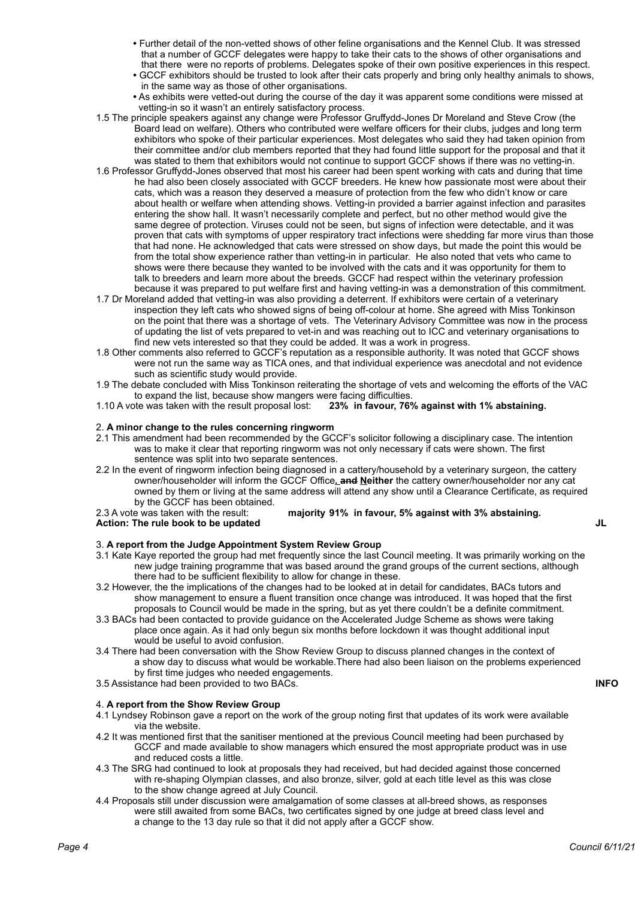- Further detail of the non-vetted shows of other feline organisations and the Kennel Club. It was stressed that a number of GCCF delegates were happy to take their cats to the shows of other organisations and that there were no reports of problems. Delegates spoke of their own positive experiences in this respect.
- GCCF exhibitors should be trusted to look after their cats properly and bring only healthy animals to shows, in the same way as those of other organisations.
- As exhibits were vetted-out during the course of the day it was apparent some conditions were missed at vetting-in so it wasn't an entirely satisfactory process.

1.5 The principle speakers against any change were Professor Gruffydd-Jones Dr Moreland and Steve Crow (the Board lead on welfare). Others who contributed were welfare officers for their clubs, judges and long term exhibitors who spoke of their particular experiences. Most delegates who said they had taken opinion from their committee and/or club members reported that they had found little support for the proposal and that it was stated to them that exhibitors would not continue to support GCCF shows if there was no vetting-in.

1.6 Professor Gruffydd-Jones observed that most his career had been spent working with cats and during that time he had also been closely associated with GCCF breeders. He knew how passionate most were about their cats, which was a reason they deserved a measure of protection from the few who didn't know or care about health or welfare when attending shows. Vetting-in provided a barrier against infection and parasites entering the show hall. It wasn't necessarily complete and perfect, but no other method would give the same degree of protection. Viruses could not be seen, but signs of infection were detectable, and it was proven that cats with symptoms of upper respiratory tract infections were shedding far more virus than those that had none. He acknowledged that cats were stressed on show days, but made the point this would be from the total show experience rather than vetting-in in particular. He also noted that vets who came to shows were there because they wanted to be involved with the cats and it was opportunity for them to talk to breeders and learn more about the breeds. GCCF had respect within the veterinary profession because it was prepared to put welfare first and having vetting-in was a demonstration of this commitment.

1.7 Dr Moreland added that vetting-in was also providing a deterrent. If exhibitors were certain of a veterinary inspection they left cats who showed signs of being off-colour at home. She agreed with Miss Tonkinson on the point that there was a shortage of vets. The Veterinary Advisory Committee was now in the process of updating the list of vets prepared to vet-in and was reaching out to ICC and veterinary organisations to find new vets interested so that they could be added. It was a work in progress.

1.8 Other comments also referred to GCCF's reputation as a responsible authority. It was noted that GCCF shows were not run the same way as TICA ones, and that individual experience was anecdotal and not evidence such as scientific study would provide.

1.9 The debate concluded with Miss Tonkinson reiterating the shortage of vets and welcoming the efforts of the VAC to expand the list, because show mangers were facing difficulties.

1.10 A vote was taken with the result proposal lost: **23% in favour, 76% against with 1% abstaining.**

## 2. **A minor change to the rules concerning ringworm**

2.1 This amendment had been recommended by the GCCF's solicitor following a disciplinary case. The intention was to make it clear that reporting ringworm was not only necessary if cats were shown. The first sentence was split into two separate sentences.

2.2 In the event of ringworm infection being diagnosed in a cattery/household by a veterinary surgeon, the cattery owner/householder will inform the GCCF Office**.** ~~**and**~~ **Neither** the cattery owner/householder nor any cat owned by them or living at the same address will attend any show until a Clearance Certificate, as required by the GCCF has been obtained.

2.3 A vote was taken with the result: **majority 91% in favour, 5% against with 3% abstaining.**

**Action: The rule book to be updated** **JL**

## 3. **A report from the Judge Appointment System Review Group**

3.1 Kate Kaye reported the group had met frequently since the last Council meeting. It was primarily working on the new judge training programme that was based around the grand groups of the current sections, although there had to be sufficient flexibility to allow for change in these.

3.2 However, the the implications of the changes had to be looked at in detail for candidates, BACs tutors and show management to ensure a fluent transition once change was introduced. It was hoped that the first proposals to Council would be made in the spring, but as yet there couldn't be a definite commitment.

3.3 BACs had been contacted to provide guidance on the Accelerated Judge Scheme as shows were taking place once again. As it had only begun six months before lockdown it was thought additional input would be useful to avoid confusion.

3.4 There had been conversation with the Show Review Group to discuss planned changes in the context of a show day to discuss what would be workable.There had also been liaison on the problems experienced by first time judges who needed engagements.

3.5 Assistance had been provided to two BACs. **INFO**

## 4. **A report from the Show Review Group**

4.1 Lyndsey Robinson gave a report on the work of the group noting first that updates of its work were available via the website.

4.2 It was mentioned first that the sanitiser mentioned at the previous Council meeting had been purchased by GCCF and made available to show managers which ensured the most appropriate product was in use and reduced costs a little.

4.3 The SRG had continued to look at proposals they had received, but had decided against those concerned with re-shaping Olympian classes, and also bronze, silver, gold at each title level as this was close to the show change agreed at July Council.

4.4 Proposals still under discussion were amalgamation of some classes at all-breed shows, as responses were still awaited from some BACs, two certificates signed by one judge at breed class level and a change to the 13 day rule so that it did not apply after a GCCF show.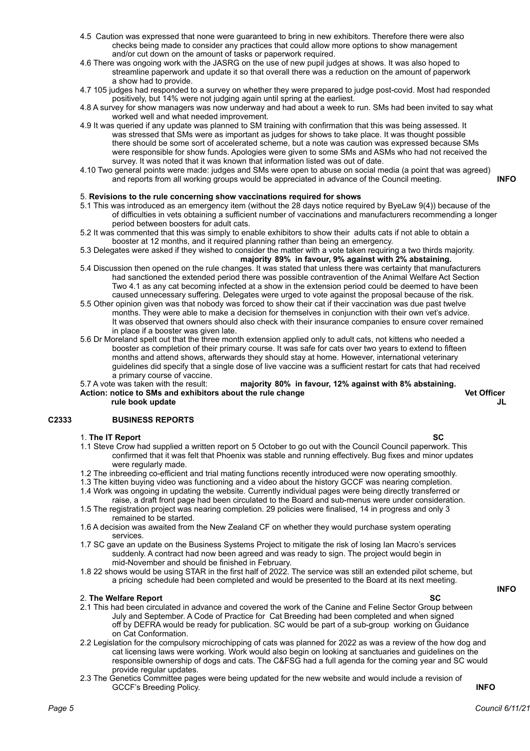4.5 Caution was expressed that none were guaranteed to bring in new exhibitors. Therefore there were also checks being made to consider any practices that could allow more options to show management and/or cut down on the amount of tasks or paperwork required.

4.6 There was ongoing work with the JASRG on the use of new pupil judges at shows. It was also hoped to streamline paperwork and update it so that overall there was a reduction on the amount of paperwork a show had to provide.

4.7 105 judges had responded to a survey on whether they were prepared to judge post-covid. Most had responded positively, but 14% were not judging again until spring at the earliest.

4.8 A survey for show managers was now underway and had about a week to run. SMs had been invited to say what worked well and what needed improvement.

4.9 It was queried if any update was planned to SM training with confirmation that this was being assessed. It was stressed that SMs were as important as judges for shows to take place. It was thought possible there should be some sort of accelerated scheme, but a note was caution was expressed because SMs were responsible for show funds. Apologies were given to some SMs and ASMs who had not received the survey. It was noted that it was known that information listed was out of date.

4.10 Two general points were made: judges and SMs were open to abuse on social media (a point that was agreed) and reports from all working groups would be appreciated in advance of the Council meeting. **INFO**

5. **Revisions to the rule concerning show vaccinations required for shows**

5.1 This was introduced as an emergency item (without the 28 days notice required by ByeLaw 9(4)) because of the of difficulties in vets obtaining a sufficient number of vaccinations and manufacturers recommending a longer period between boosters for adult cats.

5.2 It was commented that this was simply to enable exhibitors to show their adults cats if not able to obtain a booster at 12 months, and it required planning rather than being an emergency.

5.3 Delegates were asked if they wished to consider the matter with a vote taken requiring a two thirds majority.

**majority 89% in favour, 9% against with 2% abstaining.**

5.4 Discussion then opened on the rule changes. It was stated that unless there was certainty that manufacturers had sanctioned the extended period there was possible contravention of the Animal Welfare Act Section Two 4.1 as any cat becoming infected at a show in the extension period could be deemed to have been caused unnecessary suffering. Delegates were urged to vote against the proposal because of the risk.

5.5 Other opinion given was that nobody was forced to show their cat if their vaccination was due past twelve months. They were able to make a decision for themselves in conjunction with their own vet's advice. It was observed that owners should also check with their insurance companies to ensure cover remained in place if a booster was given late.

5.6 Dr Moreland spelt out that the three month extension applied only to adult cats, not kittens who needed a booster as completion of their primary course. It was safe for cats over two years to extend to fifteen months and attend shows, afterwards they should stay at home. However, international veterinary guidelines did specify that a single dose of live vaccine was a sufficient restart for cats that had received a primary course of vaccine.

5.7 A vote was taken with the result: **majority 80% in favour, 12% against with 8% abstaining.**

**Action: notice to SMs and exhibitors about the rule change** **Vet Officer**
**rule book update** **JL**

## C2333 BUSINESS REPORTS

1. **The IT Report** **SC**

1.1 Steve Crow had supplied a written report on 5 October to go out with the Council Council paperwork. This confirmed that it was felt that Phoenix was stable and running effectively. Bug fixes and minor updates were regularly made.

1.2 The inbreeding co-efficient and trial mating functions recently introduced were now operating smoothly.

1.3 The kitten buying video was functioning and a video about the history GCCF was nearing completion.

1.4 Work was ongoing in updating the website. Currently individual pages were being directly transferred or raise, a draft front page had been circulated to the Board and sub-menus were under consideration.

1.5 The registration project was nearing completion. 29 policies were finalised, 14 in progress and only 3 remained to be started.

1.6 A decision was awaited from the New Zealand CF on whether they would purchase system operating services.

1.7 SC gave an update on the Business Systems Project to mitigate the risk of losing Ian Macro's services suddenly. A contract had now been agreed and was ready to sign. The project would begin in mid-November and should be finished in February.

1.8 22 shows would be using STAR in the first half of 2022. The service was still an extended pilot scheme, but a pricing schedule had been completed and would be presented to the Board at its next meeting. **INFO**

2. **The Welfare Report** **SC**

2.1 This had been circulated in advance and covered the work of the Canine and Feline Sector Group between July and September. A Code of Practice for Cat Breeding had been completed and when signed off by DEFRA would be ready for publication. SC would be part of a sub-group working on Guidance on Cat Conformation.

2.2 Legislation for the compulsory microchipping of cats was planned for 2022 as was a review of the how dog and cat licensing laws were working. Work would also begin on looking at sanctuaries and guidelines on the responsible ownership of dogs and cats. The C&FSG had a full agenda for the coming year and SC would provide regular updates.

2.3 The Genetics Committee pages were being updated for the new website and would include a revision of GCCF's Breeding Policy. **INFO**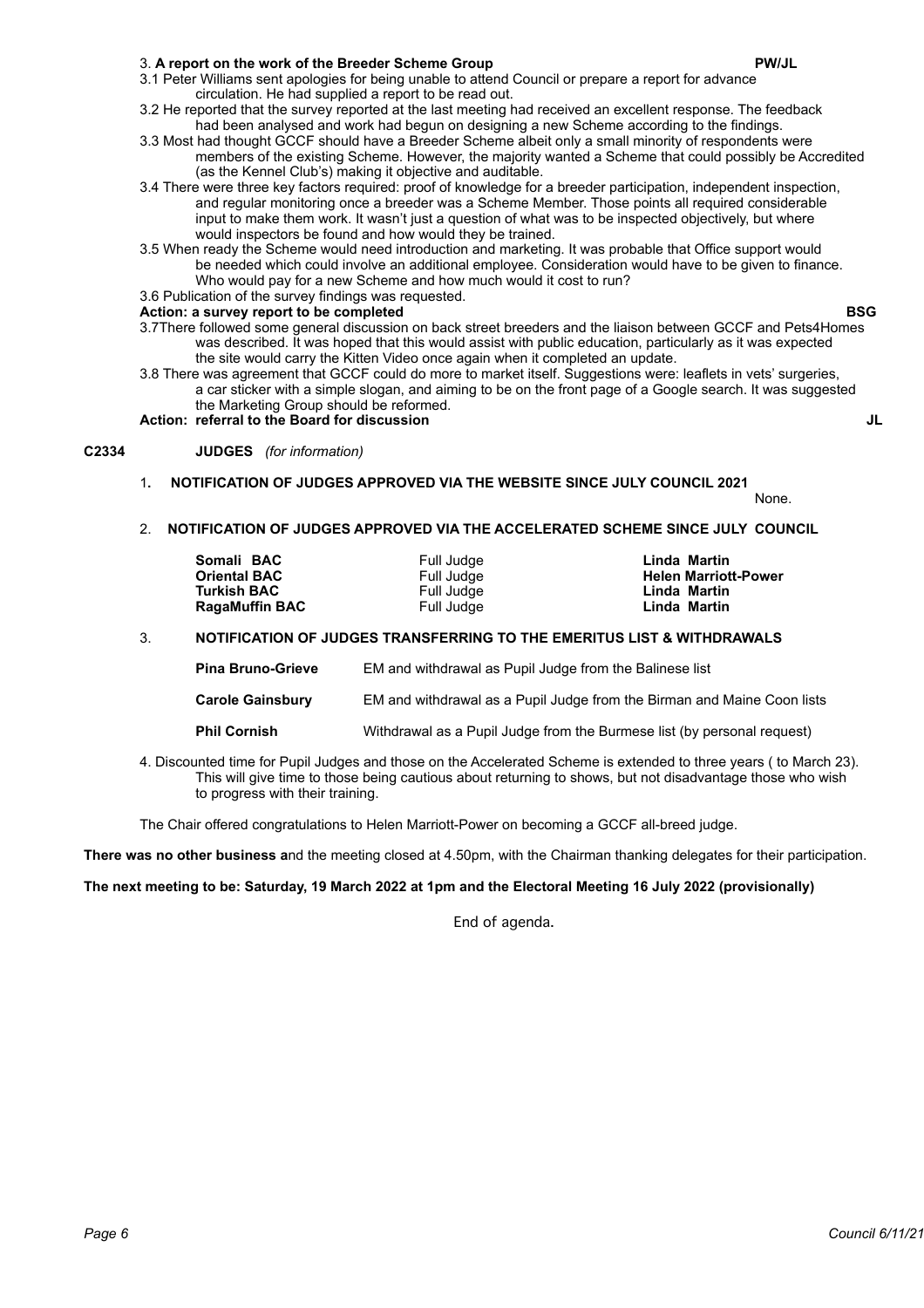3. **A report on the work of the Breeder Scheme Group** **PW/JL**

3.1 Peter Williams sent apologies for being unable to attend Council or prepare a report for advance circulation. He had supplied a report to be read out.

3.2 He reported that the survey reported at the last meeting had received an excellent response. The feedback had been analysed and work had begun on designing a new Scheme according to the findings.

3.3 Most had thought GCCF should have a Breeder Scheme albeit only a small minority of respondents were members of the existing Scheme. However, the majority wanted a Scheme that could possibly be Accredited (as the Kennel Club's) making it objective and auditable.

3.4 There were three key factors required: proof of knowledge for a breeder participation, independent inspection, and regular monitoring once a breeder was a Scheme Member. Those points all required considerable input to make them work. It wasn't just a question of what was to be inspected objectively, but where would inspectors be found and how would they be trained.

3.5 When ready the Scheme would need introduction and marketing. It was probable that Office support would be needed which could involve an additional employee. Consideration would have to be given to finance. Who would pay for a new Scheme and how much would it cost to run?

3.6 Publication of the survey findings was requested.

**Action: a survey report to be completed** **BSG**

3.7There followed some general discussion on back street breeders and the liaison between GCCF and Pets4Homes was described. It was hoped that this would assist with public education, particularly as it was expected the site would carry the Kitten Video once again when it completed an update.

3.8 There was agreement that GCCF could do more to market itself. Suggestions were: leaflets in vets' surgeries, a car sticker with a simple slogan, and aiming to be on the front page of a Google search. It was suggested the Marketing Group should be reformed.

**Action: referral to the Board for discussion** **JL**

**C2334** **JUDGES** *(for information)*

1. **NOTIFICATION OF JUDGES APPROVED VIA THE WEBSITE SINCE JULY COUNCIL 2021**

None.

2. **NOTIFICATION OF JUDGES APPROVED VIA THE ACCELERATED SCHEME SINCE JULY COUNCIL**

| | | |
|---|---|---|
| **Somali BAC** | Full Judge | **Linda Martin** |
| **Oriental BAC** | Full Judge | **Helen Marriott-Power** |
| **Turkish BAC** | Full Judge | **Linda Martin** |
| **RagaMuffin BAC** | Full Judge | **Linda Martin** |

3. **NOTIFICATION OF JUDGES TRANSFERRING TO THE EMERITUS LIST & WITHDRAWALS**

| | |
|---|---|
| **Pina Bruno-Grieve** | EM and withdrawal as Pupil Judge from the Balinese list |
| **Carole Gainsbury** | EM and withdrawal as a Pupil Judge from the Birman and Maine Coon lists |
| **Phil Cornish** | Withdrawal as a Pupil Judge from the Burmese list (by personal request) |

4. Discounted time for Pupil Judges and those on the Accelerated Scheme is extended to three years ( to March 23). This will give time to those being cautious about returning to shows, but not disadvantage those who wish to progress with their training.

The Chair offered congratulations to Helen Marriott-Power on becoming a GCCF all-breed judge.

**There was no other business a**nd the meeting closed at 4.50pm, with the Chairman thanking delegates for their participation.

**The next meeting to be: Saturday, 19 March 2022 at 1pm and the Electoral Meeting 16 July 2022 (provisionally)**

End of agenda.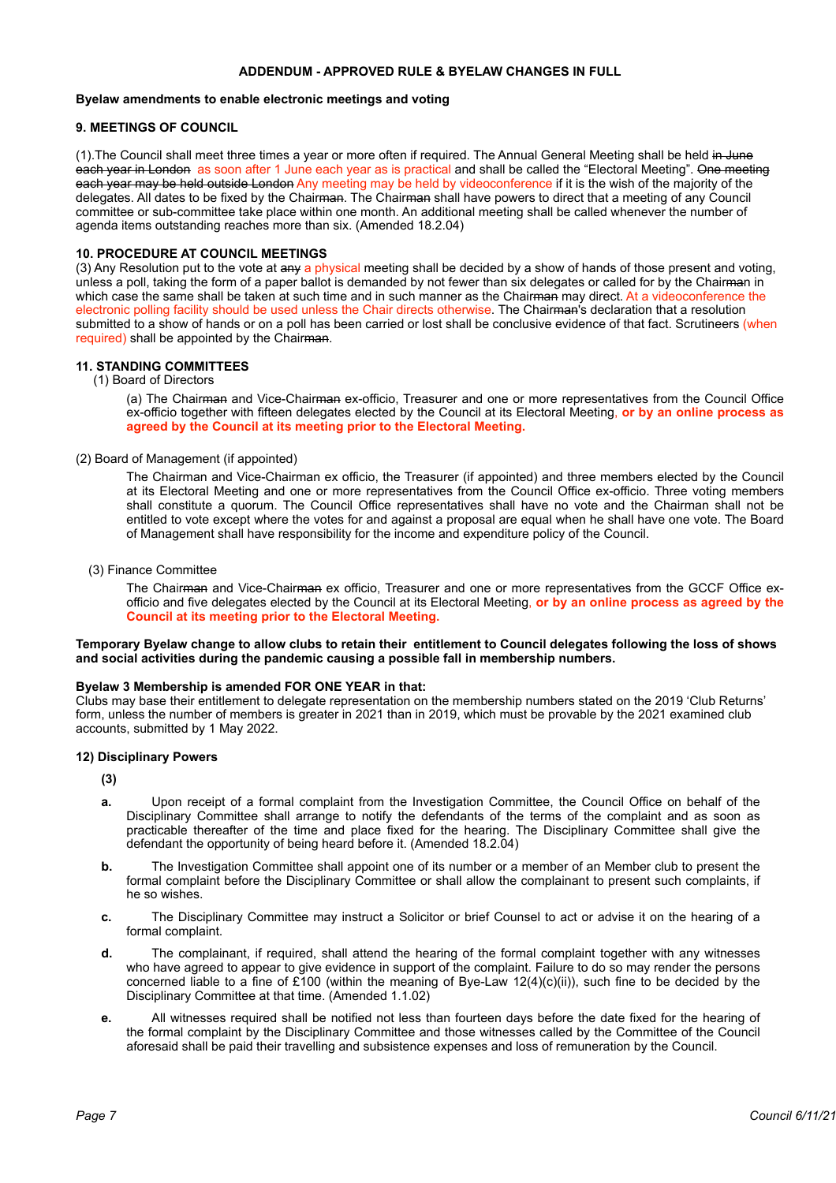**ADDENDUM - APPROVED RULE & BYELAW CHANGES IN FULL**

**Byelaw amendments to enable electronic meetings and voting**

**9. MEETINGS OF COUNCIL**

(1).The Council shall meet three times a year or more often if required. The Annual General Meeting shall be held ~~in June each year in London~~ as soon after 1 June each year as is practical and shall be called the "Electoral Meeting". ~~One meeting each year may be held outside London~~ Any meeting may be held by videoconference if it is the wish of the majority of the delegates. All dates to be fixed by the Chair~~man~~. The Chair~~man~~ shall have powers to direct that a meeting of any Council committee or sub-committee take place within one month. An additional meeting shall be called whenever the number of agenda items outstanding reaches more than six. (Amended 18.2.04)

**10. PROCEDURE AT COUNCIL MEETINGS**

(3) Any Resolution put to the vote at ~~any~~ a physical meeting shall be decided by a show of hands of those present and voting, unless a poll, taking the form of a paper ballot is demanded by not fewer than six delegates or called for by the Chair~~man~~ in which case the same shall be taken at such time and in such manner as the Chair~~man~~ may direct. At a videoconference the electronic polling facility should be used unless the Chair directs otherwise. The Chair~~man~~'s declaration that a resolution submitted to a show of hands or on a poll has been carried or lost shall be conclusive evidence of that fact. Scrutineers (when required) shall be appointed by the Chair~~man~~.

**11. STANDING COMMITTEES**

(1) Board of Directors

(a) The Chair~~man~~ and Vice-Chair~~man~~ ex-officio, Treasurer and one or more representatives from the Council Office ex-officio together with fifteen delegates elected by the Council at its Electoral Meeting, **or by an online process as agreed by the Council at its meeting prior to the Electoral Meeting.**

(2) Board of Management (if appointed)

The Chairman and Vice-Chairman ex officio, the Treasurer (if appointed) and three members elected by the Council at its Electoral Meeting and one or more representatives from the Council Office ex-officio. Three voting members shall constitute a quorum. The Council Office representatives shall have no vote and the Chairman shall not be entitled to vote except where the votes for and against a proposal are equal when he shall have one vote. The Board of Management shall have responsibility for the income and expenditure policy of the Council.

(3) Finance Committee

The Chair~~man~~ and Vice-Chair~~man~~ ex officio, Treasurer and one or more representatives from the GCCF Office ex-officio and five delegates elected by the Council at its Electoral Meeting, **or by an online process as agreed by the Council at its meeting prior to the Electoral Meeting.**

**Temporary Byelaw change to allow clubs to retain their entitlement to Council delegates following the loss of shows and social activities during the pandemic causing a possible fall in membership numbers.**

**Byelaw 3 Membership is amended FOR ONE YEAR in that:**
Clubs may base their entitlement to delegate representation on the membership numbers stated on the 2019 'Club Returns' form, unless the number of members is greater in 2021 than in 2019, which must be provable by the 2021 examined club accounts, submitted by 1 May 2022.

**12) Disciplinary Powers**

**(3)**

**a.** Upon receipt of a formal complaint from the Investigation Committee, the Council Office on behalf of the Disciplinary Committee shall arrange to notify the defendants of the terms of the complaint and as soon as practicable thereafter of the time and place fixed for the hearing. The Disciplinary Committee shall give the defendant the opportunity of being heard before it. (Amended 18.2.04)

**b.** The Investigation Committee shall appoint one of its number or a member of an Member club to present the formal complaint before the Disciplinary Committee or shall allow the complainant to present such complaints, if he so wishes.

**c.** The Disciplinary Committee may instruct a Solicitor or brief Counsel to act or advise it on the hearing of a formal complaint.

**d.** The complainant, if required, shall attend the hearing of the formal complaint together with any witnesses who have agreed to appear to give evidence in support of the complaint. Failure to do so may render the persons concerned liable to a fine of £100 (within the meaning of Bye-Law 12(4)(c)(ii)), such fine to be decided by the Disciplinary Committee at that time. (Amended 1.1.02)

**e.** All witnesses required shall be notified not less than fourteen days before the date fixed for the hearing of the formal complaint by the Disciplinary Committee and those witnesses called by the Committee of the Council aforesaid shall be paid their travelling and subsistence expenses and loss of remuneration by the Council.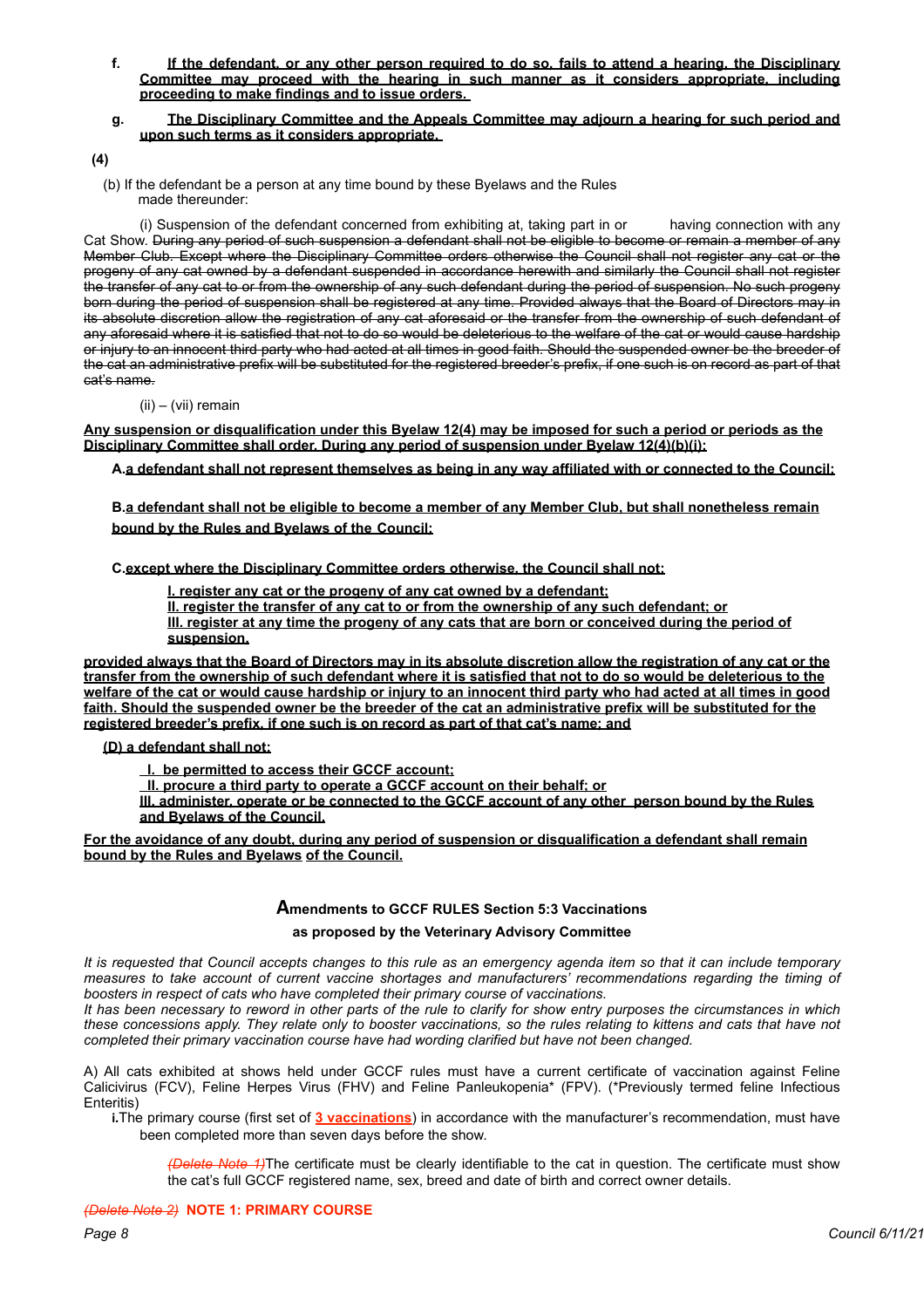f. **<u>If the defendant, or any other person required to do so, fails to attend a hearing, the Disciplinary Committee may proceed with the hearing in such manner as it considers appropriate, including proceeding to make findings and to issue orders.</u>**

g. **<u>The Disciplinary Committee and the Appeals Committee may adjourn a hearing for such period and upon such terms as it considers appropriate.</u>**

**(4)**

(b) If the defendant be a person at any time bound by these Byelaws and the Rules made thereunder:

(i) Suspension of the defendant concerned from exhibiting at, taking part in or having connection with any Cat Show. ~~During any period of such suspension a defendant shall not be eligible to become or remain a member of any Member Club. Except where the Disciplinary Committee orders otherwise the Council shall not register any cat or the progeny of any cat owned by a defendant suspended in accordance herewith and similarly the Council shall not register the transfer of any cat to or from the ownership of any such defendant during the period of suspension. No such progeny born during the period of suspension shall be registered at any time. Provided always that the Board of Directors may in its absolute discretion allow the registration of any cat aforesaid or the transfer from the ownership of such defendant of any aforesaid where it is satisfied that not to do so would be deleterious to the welfare of the cat or would cause hardship or injury to an innocent third party who had acted at all times in good faith. Should the suspended owner be the breeder of the cat an administrative prefix will be substituted for the registered breeder's prefix, if one such is on record as part of that cat's name.~~

(ii) – (vii) remain

**<u>Any suspension or disqualification under this Byelaw 12(4) may be imposed for such a period or periods as the Disciplinary Committee shall order. During any period of suspension under Byelaw 12(4)(b)(i):</u>**

**A.<u>a defendant shall not represent themselves as being in any way affiliated with or connected to the Council;</u>**

**B.<u>a defendant shall not be eligible to become a member of any Member Club, but shall nonetheless remain bound by the Rules and Byelaws of the Council;</u>**

**C.<u>except where the Disciplinary Committee orders otherwise, the Council shall not:</u>**

**<u>I. register any cat or the progeny of any cat owned by a defendant;</u>**
**<u>II. register the transfer of any cat to or from the ownership of any such defendant; or</u>**
**<u>III. register at any time the progeny of any cats that are born or conceived during the period of suspension,</u>**

**<u>provided always that the Board of Directors may in its absolute discretion allow the registration of any cat or the transfer from the ownership of such defendant where it is satisfied that not to do so would be deleterious to the welfare of the cat or would cause hardship or injury to an innocent third party who had acted at all times in good faith. Should the suspended owner be the breeder of the cat an administrative prefix will be substituted for the registered breeder's prefix, if one such is on record as part of that cat's name; and</u>**

**<u>(D) a defendant shall not:</u>**

**<u>I. be permitted to access their GCCF account;</u>**
**<u>II. procure a third party to operate a GCCF account on their behalf; or</u>**
**<u>III. administer, operate or be connected to the GCCF account of any other person bound by the Rules and Byelaws of the Council.</u>**

**<u>For the avoidance of any doubt, during any period of suspension or disqualification a defendant shall remain bound by the Rules and Byelaws of the Council.</u>**

## Amendments to GCCF RULES Section 5:3 Vaccinations

### as proposed by the Veterinary Advisory Committee

*It is requested that Council accepts changes to this rule as an emergency agenda item so that it can include temporary measures to take account of current vaccine shortages and manufacturers' recommendations regarding the timing of boosters in respect of cats who have completed their primary course of vaccinations.*
*It has been necessary to reword in other parts of the rule to clarify for show entry purposes the circumstances in which these concessions apply. They relate only to booster vaccinations, so the rules relating to kittens and cats that have not completed their primary vaccination course have had wording clarified but have not been changed.*

A) All cats exhibited at shows held under GCCF rules must have a current certificate of vaccination against Feline Calicivirus (FCV), Feline Herpes Virus (FHV) and Feline Panleukopenia* (FPV). (*Previously termed feline Infectious Enteritis)

**i.**The primary course (first set of **<u>3 vaccinations</u>**) in accordance with the manufacturer's recommendation, must have been completed more than seven days before the show.

*~~(Delete Note 1)~~*The certificate must be clearly identifiable to the cat in question. The certificate must show the cat's full GCCF registered name, sex, breed and date of birth and correct owner details.

*~~(Delete Note 2)~~* **NOTE 1: PRIMARY COURSE**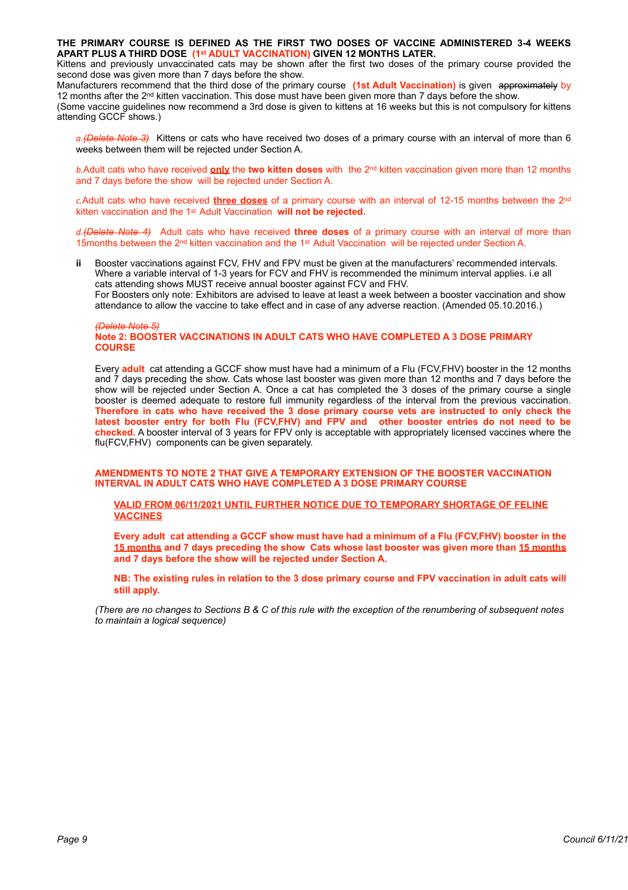**THE PRIMARY COURSE IS DEFINED AS THE FIRST TWO DOSES OF VACCINE ADMINISTERED 3-4 WEEKS APART PLUS A THIRD DOSE (1st ADULT VACCINATION) GIVEN 12 MONTHS LATER.**
Kittens and previously unvaccinated cats may be shown after the first two doses of the primary course provided the second dose was given more than 7 days before the show.
Manufacturers recommend that the third dose of the primary course **(1st Adult Vaccination)** is given ~~approximately~~ by 12 months after the 2nd kitten vaccination. This dose must have been given more than 7 days before the show.
(Some vaccine guidelines now recommend a 3rd dose is given to kittens at 16 weeks but this is not compulsory for kittens attending GCCF shows.)

*a.~~(Delete Note 3)~~* Kittens or cats who have received two doses of a primary course with an interval of more than 6 weeks between them will be rejected under Section A.

*b.*Adult cats who have received **only** the **two kitten doses** with the 2nd kitten vaccination given more than 12 months and 7 days before the show will be rejected under Section A.

*c.*Adult cats who have received **three doses** of a primary course with an interval of 12-15 months between the 2nd kitten vaccination and the 1st Adult Vaccination **will not be rejected.**

*d.~~(Delete Note 4)~~* Adult cats who have received **three doses** of a primary course with an interval of more than 15months between the 2nd kitten vaccination and the 1st Adult Vaccination will be rejected under Section A.

**ii** Booster vaccinations against FCV, FHV and FPV must be given at the manufacturers' recommended intervals. Where a variable interval of 1-3 years for FCV and FHV is recommended the minimum interval applies. i.e all cats attending shows MUST receive annual booster against FCV and FHV.
For Boosters only note: Exhibitors are advised to leave at least a week between a booster vaccination and show attendance to allow the vaccine to take effect and in case of any adverse reaction. (Amended 05.10.2016.)

*~~(Delete Note 5)~~*
**Note 2: BOOSTER VACCINATIONS IN ADULT CATS WHO HAVE COMPLETED A 3 DOSE PRIMARY COURSE**

Every **adult** cat attending a GCCF show must have had a minimum of a Flu (FCV,FHV) booster in the 12 months and 7 days preceding the show. Cats whose last booster was given more than 12 months and 7 days before the show will be rejected under Section A. Once a cat has completed the 3 doses of the primary course a single booster is deemed adequate to restore full immunity regardless of the interval from the previous vaccination. **Therefore in cats who have received the 3 dose primary course vets are instructed to only check the latest booster entry for both Flu (FCV,FHV) and FPV and other booster entries do not need to be checked.** A booster interval of 3 years for FPV only is acceptable with appropriately licensed vaccines where the flu(FCV,FHV) components can be given separately.

**AMENDMENTS TO NOTE 2 THAT GIVE A TEMPORARY EXTENSION OF THE BOOSTER VACCINATION INTERVAL IN ADULT CATS WHO HAVE COMPLETED A 3 DOSE PRIMARY COURSE**

**<u>VALID FROM 06/11/2021 UNTIL FURTHER NOTICE DUE TO TEMPORARY SHORTAGE OF FELINE VACCINES</u>**

**Every adult cat attending a GCCF show must have had a minimum of a Flu (FCV,FHV) booster in the <u>15 months</u> and 7 days preceding the show Cats whose last booster was given more than <u>15 months</u> and 7 days before the show will be rejected under Section A.**

**NB: The existing rules in relation to the 3 dose primary course and FPV vaccination in adult cats will still apply.**

*(There are no changes to Sections B & C of this rule with the exception of the renumbering of subsequent notes to maintain a logical sequence)*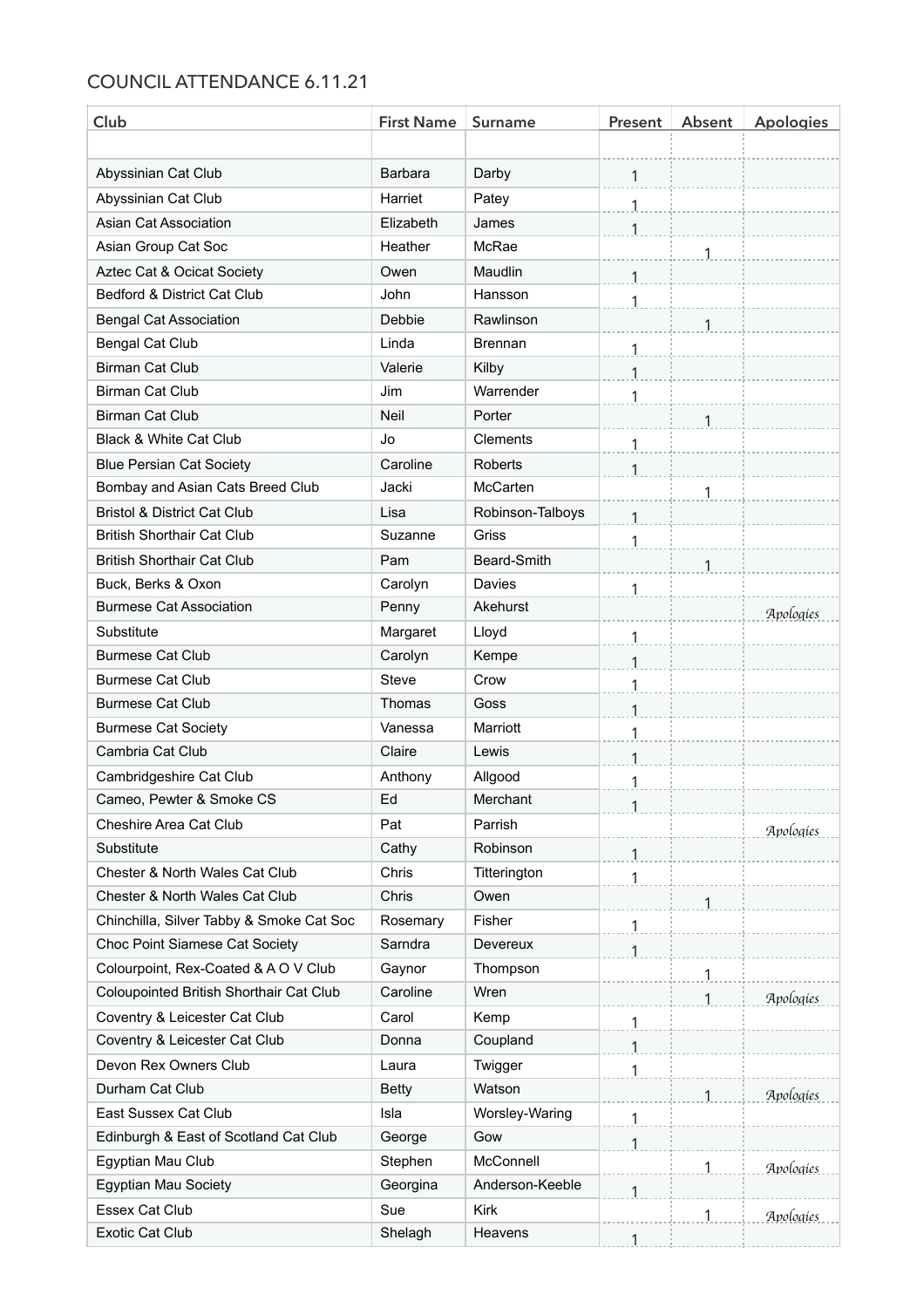## COUNCIL ATTENDANCE 6.11.21

| Club | First Name | Surname | Present | Absent | Apologies |
|---|---|---|---|---|---|
| | | | | | |
| Abyssinian Cat Club | Barbara | Darby | 1 | | |
| Abyssinian Cat Club | Harriet | Patey | 1 | | |
| Asian Cat Association | Elizabeth | James | 1 | | |
| Asian Group Cat Soc | Heather | McRae | | 1 | |
| Aztec Cat & Ocicat Society | Owen | Maudlin | 1 | | |
| Bedford & District Cat Club | John | Hansson | 1 | | |
| Bengal Cat Association | Debbie | Rawlinson | | 1 | |
| Bengal Cat Club | Linda | Brennan | 1 | | |
| Birman Cat Club | Valerie | Kilby | 1 | | |
| Birman Cat Club | Jim | Warrender | 1 | | |
| Birman Cat Club | Neil | Porter | | 1 | |
| Black & White Cat Club | Jo | Clements | 1 | | |
| Blue Persian Cat Society | Caroline | Roberts | 1 | | |
| Bombay and Asian Cats Breed Club | Jacki | McCarten | | 1 | |
| Bristol & District Cat Club | Lisa | Robinson-Talboys | 1 | | |
| British Shorthair Cat Club | Suzanne | Griss | 1 | | |
| British Shorthair Cat Club | Pam | Beard-Smith | | 1 | |
| Buck, Berks & Oxon | Carolyn | Davies | 1 | | |
| Burmese Cat Association | Penny | Akehurst | | | Apologies |
| Substitute | Margaret | Lloyd | 1 | | |
| Burmese Cat Club | Carolyn | Kempe | 1 | | |
| Burmese Cat Club | Steve | Crow | 1 | | |
| Burmese Cat Club | Thomas | Goss | 1 | | |
| Burmese Cat Society | Vanessa | Marriott | 1 | | |
| Cambria Cat Club | Claire | Lewis | 1 | | |
| Cambridgeshire Cat Club | Anthony | Allgood | 1 | | |
| Cameo, Pewter & Smoke CS | Ed | Merchant | 1 | | |
| Cheshire Area Cat Club | Pat | Parrish | | | Apologies |
| Substitute | Cathy | Robinson | 1 | | |
| Chester & North Wales Cat Club | Chris | Titterington | 1 | | |
| Chester & North Wales Cat Club | Chris | Owen | | 1 | |
| Chinchilla, Silver Tabby & Smoke Cat Soc | Rosemary | Fisher | 1 | | |
| Choc Point Siamese Cat Society | Sarndra | Devereux | 1 | | |
| Colourpoint, Rex-Coated & A O V Club | Gaynor | Thompson | | 1 | |
| Coloupointed British Shorthair Cat Club | Caroline | Wren | | 1 | Apologies |
| Coventry & Leicester Cat Club | Carol | Kemp | 1 | | |
| Coventry & Leicester Cat Club | Donna | Coupland | 1 | | |
| Devon Rex Owners Club | Laura | Twigger | 1 | | |
| Durham Cat Club | Betty | Watson | | 1 | Apologies |
| East Sussex Cat Club | Isla | Worsley-Waring | 1 | | |
| Edinburgh & East of Scotland Cat Club | George | Gow | 1 | | |
| Egyptian Mau Club | Stephen | McConnell | | 1 | Apologies |
| Egyptian Mau Society | Georgina | Anderson-Keeble | 1 | | |
| Essex Cat Club | Sue | Kirk | | 1 | Apologies |
| Exotic Cat Club | Shelagh | Heavens | 1 | | |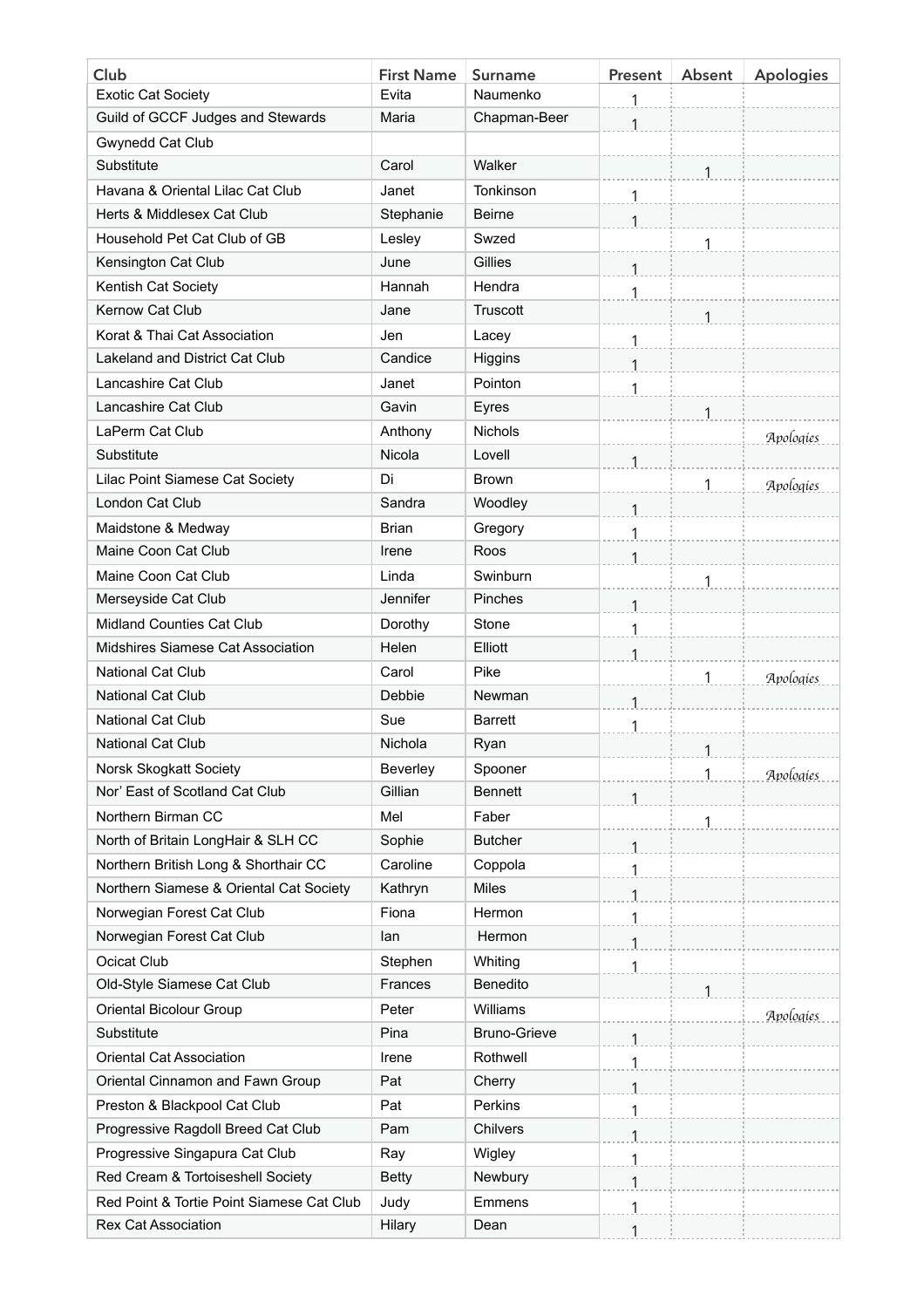| Club | First Name | Surname | Present | Absent | Apologies |
|---|---|---|---|---|---|
| Exotic Cat Society | Evita | Naumenko | 1 | | |
| Guild of GCCF Judges and Stewards | Maria | Chapman-Beer | 1 | | |
| Gwynedd Cat Club | | | | | |
| Substitute | Carol | Walker | | 1 | |
| Havana & Oriental Lilac Cat Club | Janet | Tonkinson | 1 | | |
| Herts & Middlesex Cat Club | Stephanie | Beirne | 1 | | |
| Household Pet Cat Club of GB | Lesley | Swzed | | 1 | |
| Kensington Cat Club | June | Gillies | 1 | | |
| Kentish Cat Society | Hannah | Hendra | 1 | | |
| Kernow Cat Club | Jane | Truscott | | 1 | |
| Korat & Thai Cat Association | Jen | Lacey | 1 | | |
| Lakeland and District Cat Club | Candice | Higgins | 1 | | |
| Lancashire Cat Club | Janet | Pointon | 1 | | |
| Lancashire Cat Club | Gavin | Eyres | | 1 | |
| LaPerm Cat Club | Anthony | Nichols | | | Apologies |
| Substitute | Nicola | Lovell | 1 | | |
| Lilac Point Siamese Cat Society | Di | Brown | | 1 | Apologies |
| London Cat Club | Sandra | Woodley | 1 | | |
| Maidstone & Medway | Brian | Gregory | 1 | | |
| Maine Coon Cat Club | Irene | Roos | 1 | | |
| Maine Coon Cat Club | Linda | Swinburn | | 1 | |
| Merseyside Cat Club | Jennifer | Pinches | 1 | | |
| Midland Counties Cat Club | Dorothy | Stone | 1 | | |
| Midshires Siamese Cat Association | Helen | Elliott | 1 | | |
| National Cat Club | Carol | Pike | | 1 | Apologies |
| National Cat Club | Debbie | Newman | 1 | | |
| National Cat Club | Sue | Barrett | 1 | | |
| National Cat Club | Nichola | Ryan | | 1 | |
| Norsk Skogkatt Society | Beverley | Spooner | | 1 | Apologies |
| Nor' East of Scotland Cat Club | Gillian | Bennett | 1 | | |
| Northern Birman CC | Mel | Faber | | 1 | |
| North of Britain LongHair & SLH CC | Sophie | Butcher | 1 | | |
| Northern British Long & Shorthair CC | Caroline | Coppola | 1 | | |
| Northern Siamese & Oriental Cat Society | Kathryn | Miles | 1 | | |
| Norwegian Forest Cat Club | Fiona | Hermon | 1 | | |
| Norwegian Forest Cat Club | Ian | Hermon | 1 | | |
| Ocicat Club | Stephen | Whiting | 1 | | |
| Old-Style Siamese Cat Club | Frances | Benedito | | 1 | |
| Oriental Bicolour Group | Peter | Williams | | | Apologies |
| Substitute | Pina | Bruno-Grieve | 1 | | |
| Oriental Cat Association | Irene | Rothwell | 1 | | |
| Oriental Cinnamon and Fawn Group | Pat | Cherry | 1 | | |
| Preston & Blackpool Cat Club | Pat | Perkins | 1 | | |
| Progressive Ragdoll Breed Cat Club | Pam | Chilvers | 1 | | |
| Progressive Singapura Cat Club | Ray | Wigley | 1 | | |
| Red Cream & Tortoiseshell Society | Betty | Newbury | 1 | | |
| Red Point & Tortie Point Siamese Cat Club | Judy | Emmens | 1 | | |
| Rex Cat Association | Hilary | Dean | 1 | | |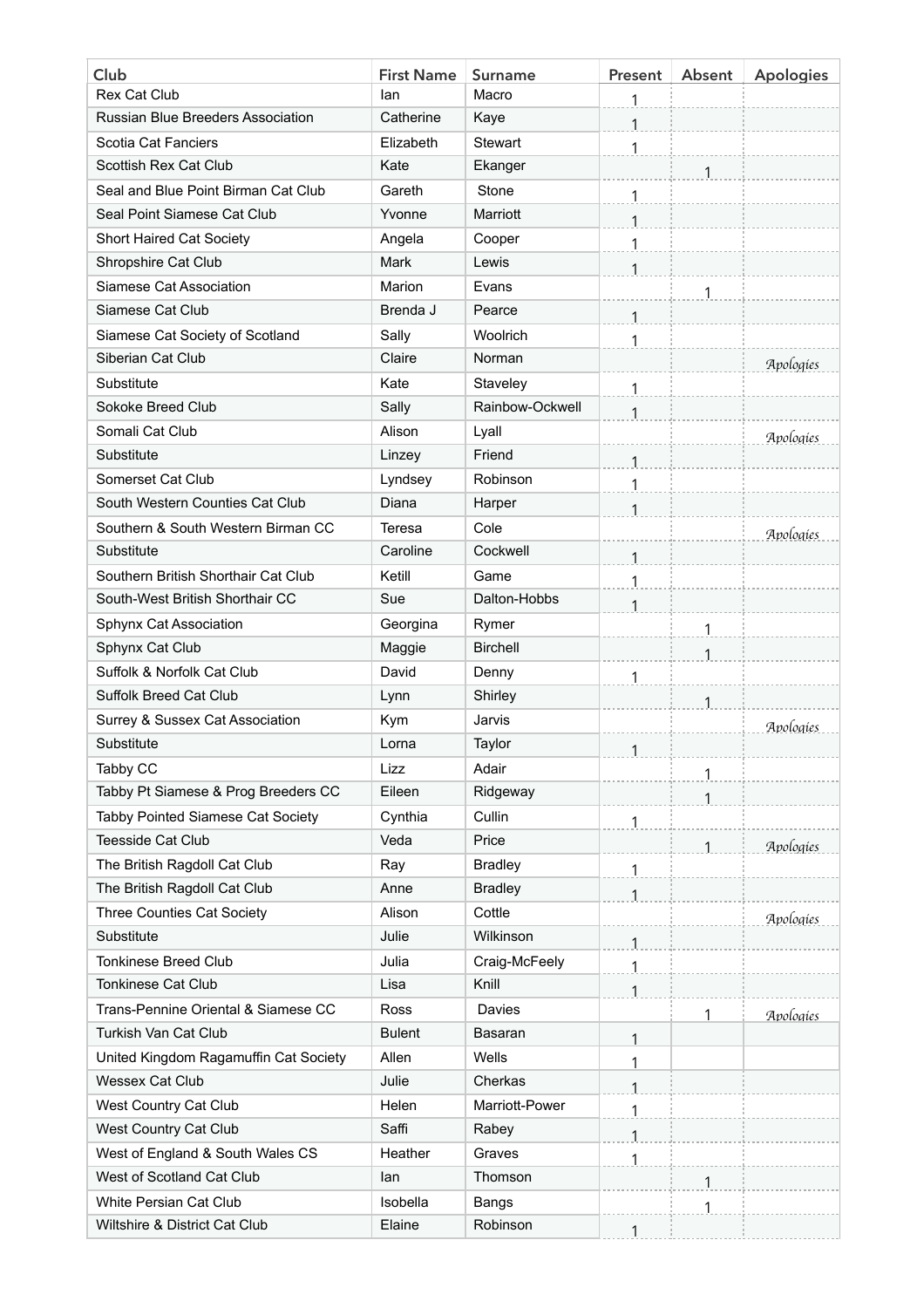| Club | First Name | Surname | Present | Absent | Apologies |
|---|---|---|---|---|---|
| Rex Cat Club | Ian | Macro | 1 | | |
| Russian Blue Breeders Association | Catherine | Kaye | 1 | | |
| Scotia Cat Fanciers | Elizabeth | Stewart | 1 | | |
| Scottish Rex Cat Club | Kate | Ekanger | | 1 | |
| Seal and Blue Point Birman Cat Club | Gareth | Stone | 1 | | |
| Seal Point Siamese Cat Club | Yvonne | Marriott | 1 | | |
| Short Haired Cat Society | Angela | Cooper | 1 | | |
| Shropshire Cat Club | Mark | Lewis | 1 | | |
| Siamese Cat Association | Marion | Evans | | 1 | |
| Siamese Cat Club | Brenda J | Pearce | 1 | | |
| Siamese Cat Society of Scotland | Sally | Woolrich | 1 | | |
| Siberian Cat Club | Claire | Norman | | | Apologies |
| Substitute | Kate | Staveley | 1 | | |
| Sokoke Breed Club | Sally | Rainbow-Ockwell | 1 | | |
| Somali Cat Club | Alison | Lyall | | | Apologies |
| Substitute | Linzey | Friend | 1 | | |
| Somerset Cat Club | Lyndsey | Robinson | 1 | | |
| South Western Counties Cat Club | Diana | Harper | 1 | | |
| Southern & South Western Birman CC | Teresa | Cole | | | Apologies |
| Substitute | Caroline | Cockwell | 1 | | |
| Southern British Shorthair Cat Club | Ketill | Game | 1 | | |
| South-West British Shorthair CC | Sue | Dalton-Hobbs | 1 | | |
| Sphynx Cat Association | Georgina | Rymer | | 1 | |
| Sphynx Cat Club | Maggie | Birchell | | 1 | |
| Suffolk & Norfolk Cat Club | David | Denny | 1 | | |
| Suffolk Breed Cat Club | Lynn | Shirley | | 1 | |
| Surrey & Sussex Cat Association | Kym | Jarvis | | | Apologies |
| Substitute | Lorna | Taylor | 1 | | |
| Tabby CC | Lizz | Adair | | 1 | |
| Tabby Pt Siamese & Prog Breeders CC | Eileen | Ridgeway | | 1 | |
| Tabby Pointed Siamese Cat Society | Cynthia | Cullin | 1 | | |
| Teesside Cat Club | Veda | Price | | 1 | Apologies |
| The British Ragdoll Cat Club | Ray | Bradley | 1 | | |
| The British Ragdoll Cat Club | Anne | Bradley | 1 | | |
| Three Counties Cat Society | Alison | Cottle | | | Apologies |
| Substitute | Julie | Wilkinson | 1 | | |
| Tonkinese Breed Club | Julia | Craig-McFeely | 1 | | |
| Tonkinese Cat Club | Lisa | Knill | 1 | | |
| Trans-Pennine Oriental & Siamese CC | Ross | Davies | | 1 | Apologies |
| Turkish Van Cat Club | Bulent | Basaran | 1 | | |
| United Kingdom Ragamuffin Cat Society | Allen | Wells | 1 | | |
| Wessex Cat Club | Julie | Cherkas | 1 | | |
| West Country Cat Club | Helen | Marriott-Power | 1 | | |
| West Country Cat Club | Saffi | Rabey | 1 | | |
| West of England & South Wales CS | Heather | Graves | 1 | | |
| West of Scotland Cat Club | Ian | Thomson | | 1 | |
| White Persian Cat Club | Isobella | Bangs | | 1 | |
| Wiltshire & District Cat Club | Elaine | Robinson | 1 | | |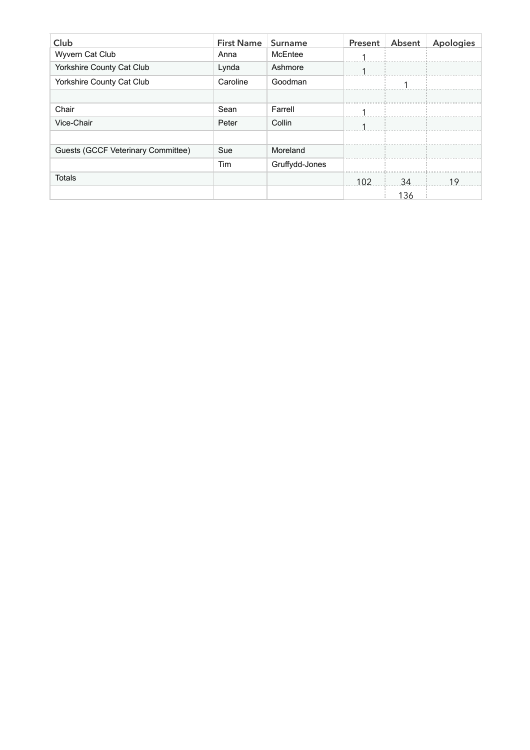| Club | First Name | Surname | Present | Absent | Apologies |
|---|---|---|---|---|---|
| Wyvern Cat Club | Anna | McEntee | 1 | | |
| Yorkshire County Cat Club | Lynda | Ashmore | 1 | | |
| Yorkshire County Cat Club | Caroline | Goodman | | 1 | |
| | | | | | |
| Chair | Sean | Farrell | 1 | | |
| Vice-Chair | Peter | Collin | 1 | | |
| | | | | | |
| Guests (GCCF Veterinary Committee) | Sue | Moreland | | | |
| | Tim | Gruffydd-Jones | | | |
| Totals | | | 102 | 34 | 19 |
| | | | | 136 | |